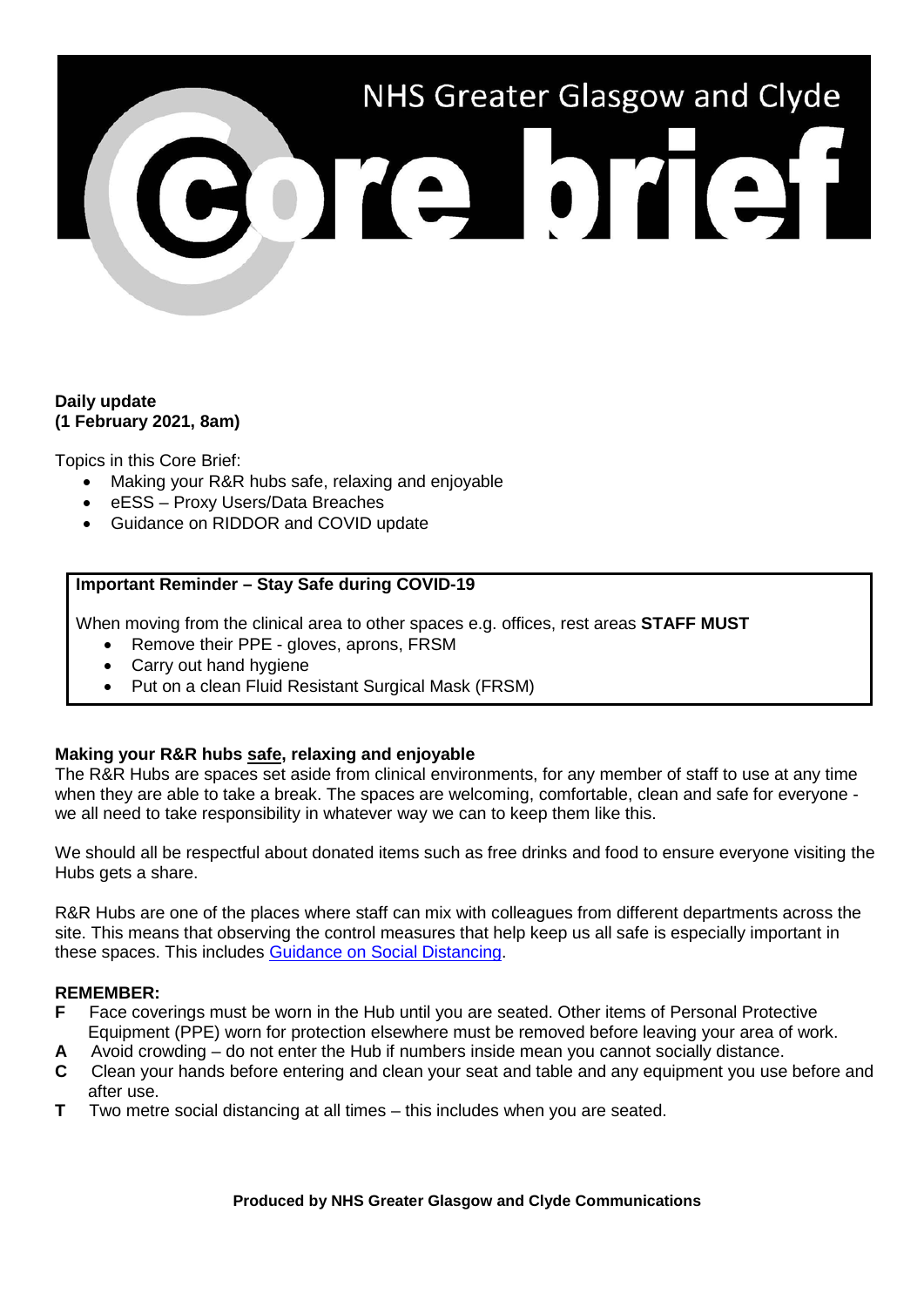# NHS Greater Glasgow and Clyde Core brief

**Daily update**
**(1 February 2021, 8am)**

Topics in this Core Brief:

- Making your R&R hubs safe, relaxing and enjoyable
- eESS – Proxy Users/Data Breaches
- Guidance on RIDDOR and COVID update

**Important Reminder – Stay Safe during COVID-19**

When moving from the clinical area to other spaces e.g. offices, rest areas **STAFF MUST**

- Remove their PPE - gloves, aprons, FRSM
- Carry out hand hygiene
- Put on a clean Fluid Resistant Surgical Mask (FRSM)

**Making your R&R hubs safe, relaxing and enjoyable**

The R&R Hubs are spaces set aside from clinical environments, for any member of staff to use at any time when they are able to take a break. The spaces are welcoming, comfortable, clean and safe for everyone - we all need to take responsibility in whatever way we can to keep them like this.

We should all be respectful about donated items such as free drinks and food to ensure everyone visiting the Hubs gets a share.

R&R Hubs are one of the places where staff can mix with colleagues from different departments across the site. This means that observing the control measures that help keep us all safe is especially important in these spaces. This includes Guidance on Social Distancing.

**REMEMBER:**

**F** Face coverings must be worn in the Hub until you are seated. Other items of Personal Protective Equipment (PPE) worn for protection elsewhere must be removed before leaving your area of work.
**A** Avoid crowding – do not enter the Hub if numbers inside mean you cannot socially distance.
**C** Clean your hands before entering and clean your seat and table and any equipment you use before and after use.
**T** Two metre social distancing at all times – this includes when you are seated.

**Produced by NHS Greater Glasgow and Clyde Communications**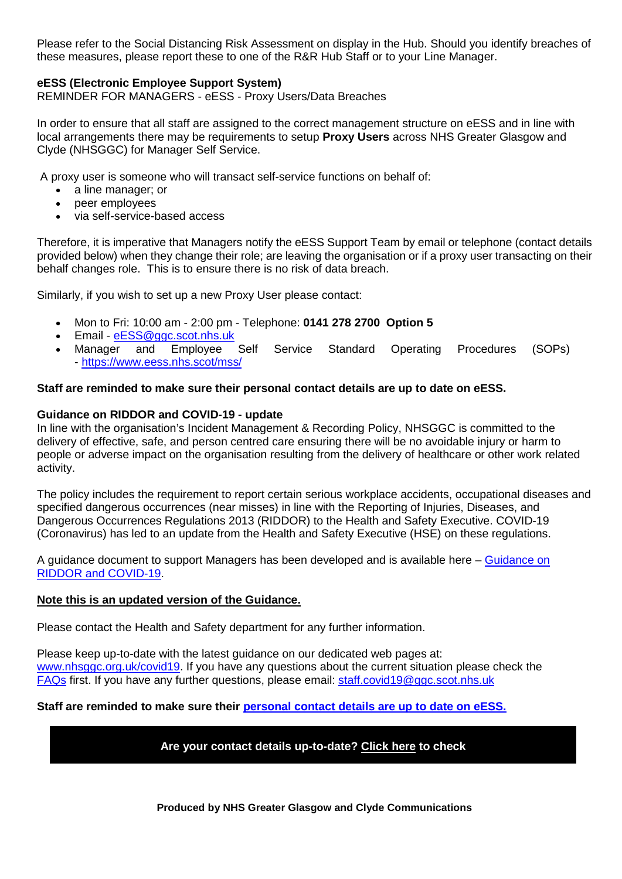Please refer to the Social Distancing Risk Assessment on display in the Hub. Should you identify breaches of these measures, please report these to one of the R&R Hub Staff or to your Line Manager.

**eESS (Electronic Employee Support System)**
REMINDER FOR MANAGERS - eESS - Proxy Users/Data Breaches

In order to ensure that all staff are assigned to the correct management structure on eESS and in line with local arrangements there may be requirements to setup **Proxy Users** across NHS Greater Glasgow and Clyde (NHSGGC) for Manager Self Service.

A proxy user is someone who will transact self-service functions on behalf of:

- a line manager; or
- peer employees
- via self-service-based access

Therefore, it is imperative that Managers notify the eESS Support Team by email or telephone (contact details provided below) when they change their role; are leaving the organisation or if a proxy user transacting on their behalf changes role. This is to ensure there is no risk of data breach.

Similarly, if you wish to set up a new Proxy User please contact:

- Mon to Fri: 10:00 am - 2:00 pm - Telephone: **0141 278 2700 Option 5**
- Email - [eESS@ggc.scot.nhs.uk](mailto:eESS@ggc.scot.nhs.uk)
- Manager and Employee Self Service Standard Operating Procedures (SOPs) - [https://www.eess.nhs.scot/mss/](https://www.eess.nhs.scot/mss/)

**Staff are reminded to make sure their personal contact details are up to date on eESS.**

**Guidance on RIDDOR and COVID-19 - update**
In line with the organisation's Incident Management & Recording Policy, NHSGGC is committed to the delivery of effective, safe, and person centred care ensuring there will be no avoidable injury or harm to people or adverse impact on the organisation resulting from the delivery of healthcare or other work related activity.

The policy includes the requirement to report certain serious workplace accidents, occupational diseases and specified dangerous occurrences (near misses) in line with the Reporting of Injuries, Diseases, and Dangerous Occurrences Regulations 2013 (RIDDOR) to the Health and Safety Executive. COVID-19 (Coronavirus) has led to an update from the Health and Safety Executive (HSE) on these regulations.

A guidance document to support Managers has been developed and is available here – Guidance on RIDDOR and COVID-19.

**Note this is an updated version of the Guidance.**

Please contact the Health and Safety department for any further information.

Please keep up-to-date with the latest guidance on our dedicated web pages at: [www.nhsggc.org.uk/covid19](http://www.nhsggc.org.uk/covid19). If you have any questions about the current situation please check the FAQs first. If you have any further questions, please email: [staff.covid19@ggc.scot.nhs.uk](mailto:staff.covid19@ggc.scot.nhs.uk)

**Staff are reminded to make sure their personal contact details are up to date on eESS.**

**Are your contact details up-to-date? Click here to check**

**Produced by NHS Greater Glasgow and Clyde Communications**